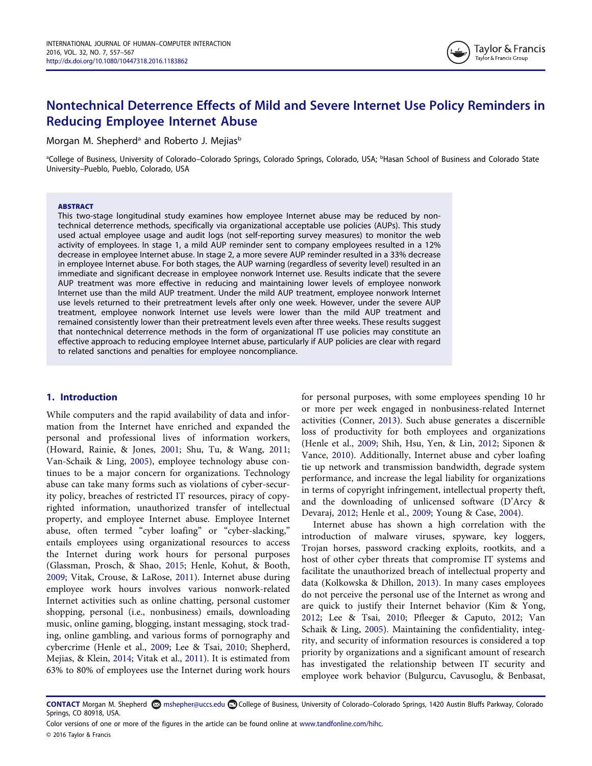# Nontechnical Deterrence Effects of Mild and Severe Internet Use Policy Reminders in Reducing Employee Internet Abuse

Morgan M. Shepherd[a] and Roberto J. Mejias[b]

[a]College of Business, University of Colorado–Colorado Springs, Colorado Springs, Colorado, USA; [b]Hasan School of Business and Colorado State University–Pueblo, Pueblo, Colorado, USA

**ABSTRACT**

This two-stage longitudinal study examines how employee Internet abuse may be reduced by nontechnical deterrence methods, specifically via organizational acceptable use policies (AUPs). This study used actual employee usage and audit logs (not self-reporting survey measures) to monitor the web activity of employees. In stage 1, a mild AUP reminder sent to company employees resulted in a 12% decrease in employee Internet abuse. In stage 2, a more severe AUP reminder resulted in a 33% decrease in employee Internet abuse. For both stages, the AUP warning (regardless of severity level) resulted in an immediate and significant decrease in employee nonwork Internet use. Results indicate that the severe AUP treatment was more effective in reducing and maintaining lower levels of employee nonwork Internet use than the mild AUP treatment. Under the mild AUP treatment, employee nonwork Internet use levels returned to their pretreatment levels after only one week. However, under the severe AUP treatment, employee nonwork Internet use levels were lower than the mild AUP treatment and remained consistently lower than their pretreatment levels even after three weeks. These results suggest that nontechnical deterrence methods in the form of organizational IT use policies may constitute an effective approach to reducing employee Internet abuse, particularly if AUP policies are clear with regard to related sanctions and penalties for employee noncompliance.

## 1. Introduction

While computers and the rapid availability of data and information from the Internet have enriched and expanded the personal and professional lives of information workers, (Howard, Rainie, & Jones, 2001; Shu, Tu, & Wang, 2011; Van-Schaik & Ling, 2005), employee technology abuse continues to be a major concern for organizations. Technology abuse can take many forms such as violations of cyber-security policy, breaches of restricted IT resources, piracy of copyrighted information, unauthorized transfer of intellectual property, and employee Internet abuse. Employee Internet abuse, often termed "cyber loafing" or "cyber-slacking," entails employees using organizational resources to access the Internet during work hours for personal purposes (Glassman, Prosch, & Shao, 2015; Henle, Kohut, & Booth, 2009; Vitak, Crouse, & LaRose, 2011). Internet abuse during employee work hours involves various nonwork-related Internet activities such as online chatting, personal customer shopping, personal (i.e., nonbusiness) emails, downloading music, online gaming, blogging, instant messaging, stock trading, online gambling, and various forms of pornography and cybercrime (Henle et al., 2009; Lee & Tsai, 2010; Shepherd, Mejias, & Klein, 2014; Vitak et al., 2011). It is estimated from 63% to 80% of employees use the Internet during work hours for personal purposes, with some employees spending 10 hr or more per week engaged in nonbusiness-related Internet activities (Conner, 2013). Such abuse generates a discernible loss of productivity for both employees and organizations (Henle et al., 2009; Shih, Hsu, Yen, & Lin, 2012; Siponen & Vance, 2010). Additionally, Internet abuse and cyber loafing tie up network and transmission bandwidth, degrade system performance, and increase the legal liability for organizations in terms of copyright infringement, intellectual property theft, and the downloading of unlicensed software (D'Arcy & Devaraj, 2012; Henle et al., 2009; Young & Case, 2004).

Internet abuse has shown a high correlation with the introduction of malware viruses, spyware, key loggers, Trojan horses, password cracking exploits, rootkits, and a host of other cyber threats that compromise IT systems and facilitate the unauthorized breach of intellectual property and data (Kolkowska & Dhillon, 2013). In many cases employees do not perceive the personal use of the Internet as wrong and are quick to justify their Internet behavior (Kim & Yong, 2012; Lee & Tsai, 2010; Pfleeger & Caputo, 2012; Van Schaik & Ling, 2005). Maintaining the confidentiality, integrity, and security of information resources is considered a top priority by organizations and a significant amount of research has investigated the relationship between IT security and employee work behavior (Bulgurcu, Cavusoglu, & Benbasat,

**CONTACT** Morgan M. Shepherd mshepher@uccs.edu College of Business, University of Colorado–Colorado Springs, 1420 Austin Bluffs Parkway, Colorado Springs, CO 80918, USA.

Color versions of one or more of the figures in the article can be found online at www.tandfonline.com/hihc.

© 2016 Taylor & Francis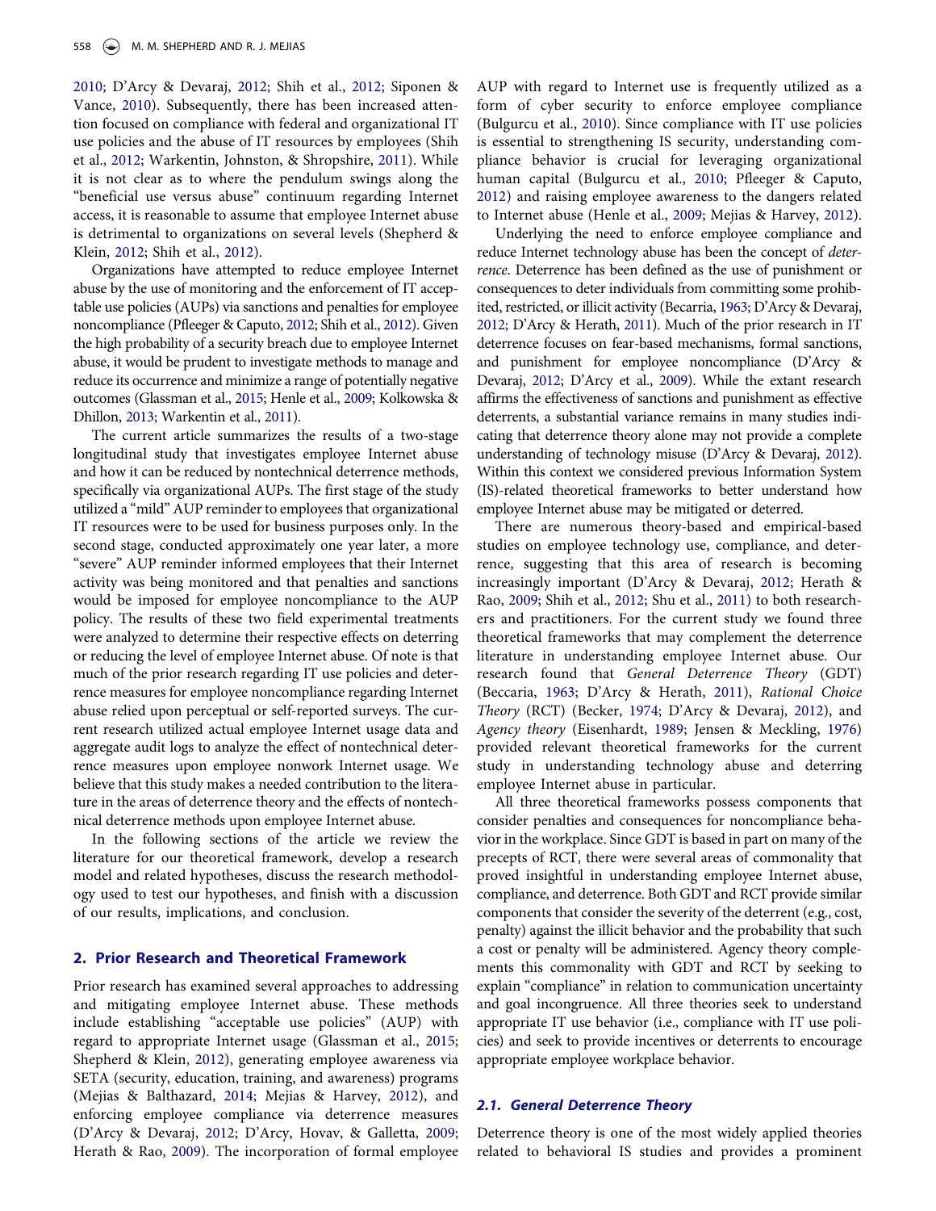2010; D'Arcy & Devaraj, 2012; Shih et al., 2012; Siponen & Vance, 2010). Subsequently, there has been increased attention focused on compliance with federal and organizational IT use policies and the abuse of IT resources by employees (Shih et al., 2012; Warkentin, Johnston, & Shropshire, 2011). While it is not clear as to where the pendulum swings along the "beneficial use versus abuse" continuum regarding Internet access, it is reasonable to assume that employee Internet abuse is detrimental to organizations on several levels (Shepherd & Klein, 2012; Shih et al., 2012).

Organizations have attempted to reduce employee Internet abuse by the use of monitoring and the enforcement of IT acceptable use policies (AUPs) via sanctions and penalties for employee noncompliance (Pfleeger & Caputo, 2012; Shih et al., 2012). Given the high probability of a security breach due to employee Internet abuse, it would be prudent to investigate methods to manage and reduce its occurrence and minimize a range of potentially negative outcomes (Glassman et al., 2015; Henle et al., 2009; Kolkowska & Dhillon, 2013; Warkentin et al., 2011).

The current article summarizes the results of a two-stage longitudinal study that investigates employee Internet abuse and how it can be reduced by nontechnical deterrence methods, specifically via organizational AUPs. The first stage of the study utilized a "mild" AUP reminder to employees that organizational IT resources were to be used for business purposes only. In the second stage, conducted approximately one year later, a more "severe" AUP reminder informed employees that their Internet activity was being monitored and that penalties and sanctions would be imposed for employee noncompliance to the AUP policy. The results of these two field experimental treatments were analyzed to determine their respective effects on deterring or reducing the level of employee Internet abuse. Of note is that much of the prior research regarding IT use policies and deterrence measures for employee noncompliance regarding Internet abuse relied upon perceptual or self-reported surveys. The current research utilized actual employee Internet usage data and aggregate audit logs to analyze the effect of nontechnical deterrence measures upon employee nonwork Internet usage. We believe that this study makes a needed contribution to the literature in the areas of deterrence theory and the effects of nontechnical deterrence methods upon employee Internet abuse.

In the following sections of the article we review the literature for our theoretical framework, develop a research model and related hypotheses, discuss the research methodology used to test our hypotheses, and finish with a discussion of our results, implications, and conclusion.

## 2. Prior Research and Theoretical Framework

Prior research has examined several approaches to addressing and mitigating employee Internet abuse. These methods include establishing "acceptable use policies" (AUP) with regard to appropriate Internet usage (Glassman et al., 2015; Shepherd & Klein, 2012), generating employee awareness via SETA (security, education, training, and awareness) programs (Mejias & Balthazard, 2014; Mejias & Harvey, 2012), and enforcing employee compliance via deterrence measures (D'Arcy & Devaraj, 2012; D'Arcy, Hovav, & Galletta, 2009; Herath & Rao, 2009). The incorporation of formal employee AUP with regard to Internet use is frequently utilized as a form of cyber security to enforce employee compliance (Bulgurcu et al., 2010). Since compliance with IT use policies is essential to strengthening IS security, understanding compliance behavior is crucial for leveraging organizational human capital (Bulgurcu et al., 2010; Pfleeger & Caputo, 2012) and raising employee awareness to the dangers related to Internet abuse (Henle et al., 2009; Mejias & Harvey, 2012).

Underlying the need to enforce employee compliance and reduce Internet technology abuse has been the concept of *deterrence*. Deterrence has been defined as the use of punishment or consequences to deter individuals from committing some prohibited, restricted, or illicit activity (Becarria, 1963; D'Arcy & Devaraj, 2012; D'Arcy & Herath, 2011). Much of the prior research in IT deterrence focuses on fear-based mechanisms, formal sanctions, and punishment for employee noncompliance (D'Arcy & Devaraj, 2012; D'Arcy et al., 2009). While the extant research affirms the effectiveness of sanctions and punishment as effective deterrents, a substantial variance remains in many studies indicating that deterrence theory alone may not provide a complete understanding of technology misuse (D'Arcy & Devaraj, 2012). Within this context we considered previous Information System (IS)-related theoretical frameworks to better understand how employee Internet abuse may be mitigated or deterred.

There are numerous theory-based and empirical-based studies on employee technology use, compliance, and deterrence, suggesting that this area of research is becoming increasingly important (D'Arcy & Devaraj, 2012; Herath & Rao, 2009; Shih et al., 2012; Shu et al., 2011) to both researchers and practitioners. For the current study we found three theoretical frameworks that may complement the deterrence literature in understanding employee Internet abuse. Our research found that *General Deterrence Theory* (GDT) (Beccaria, 1963; D'Arcy & Herath, 2011), *Rational Choice Theory* (RCT) (Becker, 1974; D'Arcy & Devaraj, 2012), and *Agency theory* (Eisenhardt, 1989; Jensen & Meckling, 1976) provided relevant theoretical frameworks for the current study in understanding technology abuse and deterring employee Internet abuse in particular.

All three theoretical frameworks possess components that consider penalties and consequences for noncompliance behavior in the workplace. Since GDT is based in part on many of the precepts of RCT, there were several areas of commonality that proved insightful in understanding employee Internet abuse, compliance, and deterrence. Both GDT and RCT provide similar components that consider the severity of the deterrent (e.g., cost, penalty) against the illicit behavior and the probability that such a cost or penalty will be administered. Agency theory complements this commonality with GDT and RCT by seeking to explain "compliance" in relation to communication uncertainty and goal incongruence. All three theories seek to understand appropriate IT use behavior (i.e., compliance with IT use policies) and seek to provide incentives or deterrents to encourage appropriate employee workplace behavior.

### 2.1. General Deterrence Theory

Deterrence theory is one of the most widely applied theories related to behavioral IS studies and provides a prominent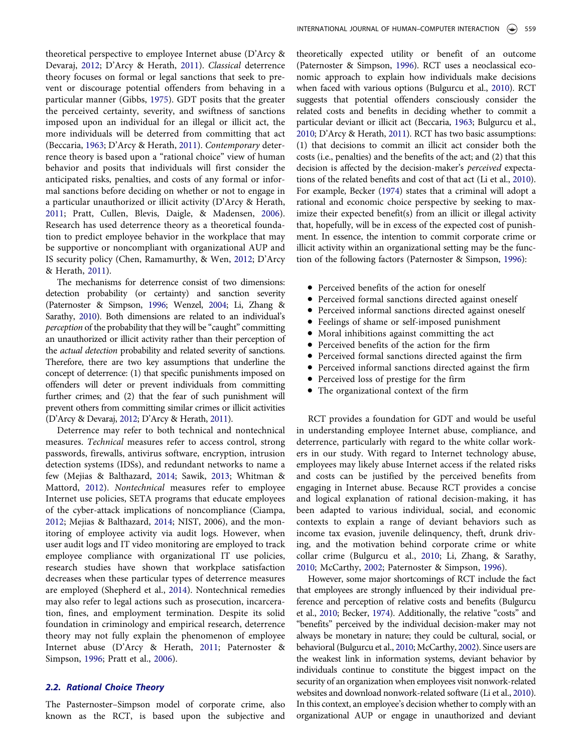theoretical perspective to employee Internet abuse (D'Arcy & Devaraj, 2012; D'Arcy & Herath, 2011). *Classical* deterrence theory focuses on formal or legal sanctions that seek to prevent or discourage potential offenders from behaving in a particular manner (Gibbs, 1975). GDT posits that the greater the perceived certainty, severity, and swiftness of sanctions imposed upon an individual for an illegal or illicit act, the more individuals will be deterred from committing that act (Beccaria, 1963; D'Arcy & Herath, 2011). *Contemporary* deterrence theory is based upon a "rational choice" view of human behavior and posits that individuals will first consider the anticipated risks, penalties, and costs of any formal or informal sanctions before deciding on whether or not to engage in a particular unauthorized or illicit activity (D'Arcy & Herath, 2011; Pratt, Cullen, Blevis, Daigle, & Madensen, 2006). Research has used deterrence theory as a theoretical foundation to predict employee behavior in the workplace that may be supportive or noncompliant with organizational AUP and IS security policy (Chen, Ramamurthy, & Wen, 2012; D'Arcy & Herath, 2011).

The mechanisms for deterrence consist of two dimensions: detection probability (or certainty) and sanction severity (Paternoster & Simpson, 1996; Wenzel, 2004; Li, Zhang & Sarathy, 2010). Both dimensions are related to an individual's *perception* of the probability that they will be "caught" committing an unauthorized or illicit activity rather than their perception of the *actual detection* probability and related severity of sanctions. Therefore, there are two key assumptions that underline the concept of deterrence: (1) that specific punishments imposed on offenders will deter or prevent individuals from committing further crimes; and (2) that the fear of such punishment will prevent others from committing similar crimes or illicit activities (D'Arcy & Devaraj, 2012; D'Arcy & Herath, 2011).

Deterrence may refer to both technical and nontechnical measures. *Technical* measures refer to access control, strong passwords, firewalls, antivirus software, encryption, intrusion detection systems (IDSs), and redundant networks to name a few (Mejias & Balthazard, 2014; Sawik, 2013; Whitman & Mattord, 2012). *Nontechnical* measures refer to employee Internet use policies, SETA programs that educate employees of the cyber-attack implications of noncompliance (Ciampa, 2012; Mejias & Balthazard, 2014; NIST, 2006), and the monitoring of employee activity via audit logs. However, when user audit logs and IT video monitoring are employed to track employee compliance with organizational IT use policies, research studies have shown that workplace satisfaction decreases when these particular types of deterrence measures are employed (Shepherd et al., 2014). Nontechnical remedies may also refer to legal actions such as prosecution, incarceration, fines, and employment termination. Despite its solid foundation in criminology and empirical research, deterrence theory may not fully explain the phenomenon of employee Internet abuse (D'Arcy & Herath, 2011; Paternoster & Simpson, 1996; Pratt et al., 2006).

## 2.2. Rational Choice Theory

The Pasternoster–Simpson model of corporate crime, also known as the RCT, is based upon the subjective and theoretically expected utility or benefit of an outcome (Paternoster & Simpson, 1996). RCT uses a neoclassical economic approach to explain how individuals make decisions when faced with various options (Bulgurcu et al., 2010). RCT suggests that potential offenders consciously consider the related costs and benefits in deciding whether to commit a particular deviant or illicit act (Beccaria, 1963; Bulgurcu et al., 2010; D'Arcy & Herath, 2011). RCT has two basic assumptions: (1) that decisions to commit an illicit act consider both the costs (i.e., penalties) and the benefits of the act; and (2) that this decision is affected by the decision-maker's *perceived* expectations of the related benefits and cost of that act (Li et al., 2010). For example, Becker (1974) states that a criminal will adopt a rational and economic choice perspective by seeking to maximize their expected benefit(s) from an illicit or illegal activity that, hopefully, will be in excess of the expected cost of punishment. In essence, the intention to commit corporate crime or illicit activity within an organizational setting may be the function of the following factors (Paternoster & Simpson, 1996):

- Perceived benefits of the action for oneself
- Perceived formal sanctions directed against oneself
- Perceived informal sanctions directed against oneself
- Feelings of shame or self-imposed punishment
- Moral inhibitions against committing the act
- Perceived benefits of the action for the firm
- Perceived formal sanctions directed against the firm
- Perceived informal sanctions directed against the firm
- Perceived loss of prestige for the firm
- The organizational context of the firm

RCT provides a foundation for GDT and would be useful in understanding employee Internet abuse, compliance, and deterrence, particularly with regard to the white collar workers in our study. With regard to Internet technology abuse, employees may likely abuse Internet access if the related risks and costs can be justified by the perceived benefits from engaging in Internet abuse. Because RCT provides a concise and logical explanation of rational decision-making, it has been adapted to various individual, social, and economic contexts to explain a range of deviant behaviors such as income tax evasion, juvenile delinquency, theft, drunk driving, and the motivation behind corporate crime or white collar crime (Bulgurcu et al., 2010; Li, Zhang, & Sarathy, 2010; McCarthy, 2002; Paternoster & Simpson, 1996).

However, some major shortcomings of RCT include the fact that employees are strongly influenced by their individual preference and perception of relative costs and benefits (Bulgurcu et al., 2010; Becker, 1974). Additionally, the relative "costs" and "benefits" perceived by the individual decision-maker may not always be monetary in nature; they could be cultural, social, or behavioral (Bulgurcu et al., 2010; McCarthy, 2002). Since users are the weakest link in information systems, deviant behavior by individuals continue to constitute the biggest impact on the security of an organization when employees visit nonwork-related websites and download nonwork-related software (Li et al., 2010). In this context, an employee's decision whether to comply with an organizational AUP or engage in unauthorized and deviant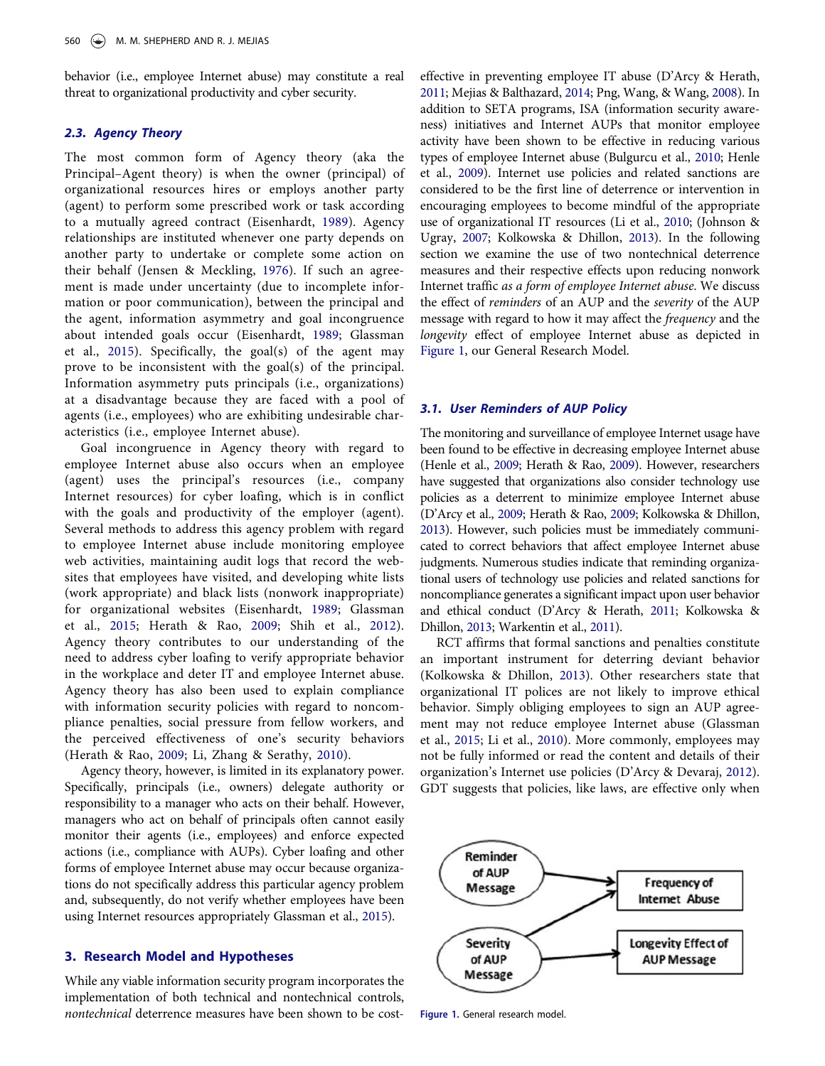behavior (i.e., employee Internet abuse) may constitute a real threat to organizational productivity and cyber security.

### 2.3. Agency Theory

The most common form of Agency theory (aka the Principal–Agent theory) is when the owner (principal) of organizational resources hires or employs another party (agent) to perform some prescribed work or task according to a mutually agreed contract (Eisenhardt, 1989). Agency relationships are instituted whenever one party depends on another party to undertake or complete some action on their behalf (Jensen & Meckling, 1976). If such an agreement is made under uncertainty (due to incomplete information or poor communication), between the principal and the agent, information asymmetry and goal incongruence about intended goals occur (Eisenhardt, 1989; Glassman et al., 2015). Specifically, the goal(s) of the agent may prove to be inconsistent with the goal(s) of the principal. Information asymmetry puts principals (i.e., organizations) at a disadvantage because they are faced with a pool of agents (i.e., employees) who are exhibiting undesirable characteristics (i.e., employee Internet abuse).

Goal incongruence in Agency theory with regard to employee Internet abuse also occurs when an employee (agent) uses the principal's resources (i.e., company Internet resources) for cyber loafing, which is in conflict with the goals and productivity of the employer (agent). Several methods to address this agency problem with regard to employee Internet abuse include monitoring employee web activities, maintaining audit logs that record the websites that employees have visited, and developing white lists (work appropriate) and black lists (nonwork inappropriate) for organizational websites (Eisenhardt, 1989; Glassman et al., 2015; Herath & Rao, 2009; Shih et al., 2012). Agency theory contributes to our understanding of the need to address cyber loafing to verify appropriate behavior in the workplace and deter IT and employee Internet abuse. Agency theory has also been used to explain compliance with information security policies with regard to noncompliance penalties, social pressure from fellow workers, and the perceived effectiveness of one's security behaviors (Herath & Rao, 2009; Li, Zhang & Serathy, 2010).

Agency theory, however, is limited in its explanatory power. Specifically, principals (i.e., owners) delegate authority or responsibility to a manager who acts on their behalf. However, managers who act on behalf of principals often cannot easily monitor their agents (i.e., employees) and enforce expected actions (i.e., compliance with AUPs). Cyber loafing and other forms of employee Internet abuse may occur because organizations do not specifically address this particular agency problem and, subsequently, do not verify whether employees have been using Internet resources appropriately Glassman et al., 2015).

## 3. Research Model and Hypotheses

While any viable information security program incorporates the implementation of both technical and nontechnical controls, *nontechnical* deterrence measures have been shown to be cost-effective in preventing employee IT abuse (D'Arcy & Herath, 2011; Mejias & Balthazard, 2014; Png, Wang, & Wang, 2008). In addition to SETA programs, ISA (information security awareness) initiatives and Internet AUPs that monitor employee activity have been shown to be effective in reducing various types of employee Internet abuse (Bulgurcu et al., 2010; Henle et al., 2009). Internet use policies and related sanctions are considered to be the first line of deterrence or intervention in encouraging employees to become mindful of the appropriate use of organizational IT resources (Li et al., 2010; (Johnson & Ugray, 2007; Kolkowska & Dhillon, 2013). In the following section we examine the use of two nontechnical deterrence measures and their respective effects upon reducing nonwork Internet traffic *as a form of employee Internet abuse.* We discuss the effect of *reminders* of an AUP and the *severity* of the AUP message with regard to how it may affect the *frequency* and the *longevity* effect of employee Internet abuse as depicted in Figure 1, our General Research Model.

### 3.1. User Reminders of AUP Policy

The monitoring and surveillance of employee Internet usage have been found to be effective in decreasing employee Internet abuse (Henle et al., 2009; Herath & Rao, 2009). However, researchers have suggested that organizations also consider technology use policies as a deterrent to minimize employee Internet abuse (D'Arcy et al., 2009; Herath & Rao, 2009; Kolkowska & Dhillon, 2013). However, such policies must be immediately communicated to correct behaviors that affect employee Internet abuse judgments. Numerous studies indicate that reminding organizational users of technology use policies and related sanctions for noncompliance generates a significant impact upon user behavior and ethical conduct (D'Arcy & Herath, 2011; Kolkowska & Dhillon, 2013; Warkentin et al., 2011).

RCT affirms that formal sanctions and penalties constitute an important instrument for deterring deviant behavior (Kolkowska & Dhillon, 2013). Other researchers state that organizational IT polices are not likely to improve ethical behavior. Simply obliging employees to sign an AUP agreement may not reduce employee Internet abuse (Glassman et al., 2015; Li et al., 2010). More commonly, employees may not be fully informed or read the content and details of their organization's Internet use policies (D'Arcy & Devaraj, 2012). GDT suggests that policies, like laws, are effective only when

Reminder of AUP Message → Frequency of Internet Abuse

Severity of AUP Message → Frequency of Internet Abuse

Severity of AUP Message → Longevity Effect of AUP Message

Figure 1. General research model.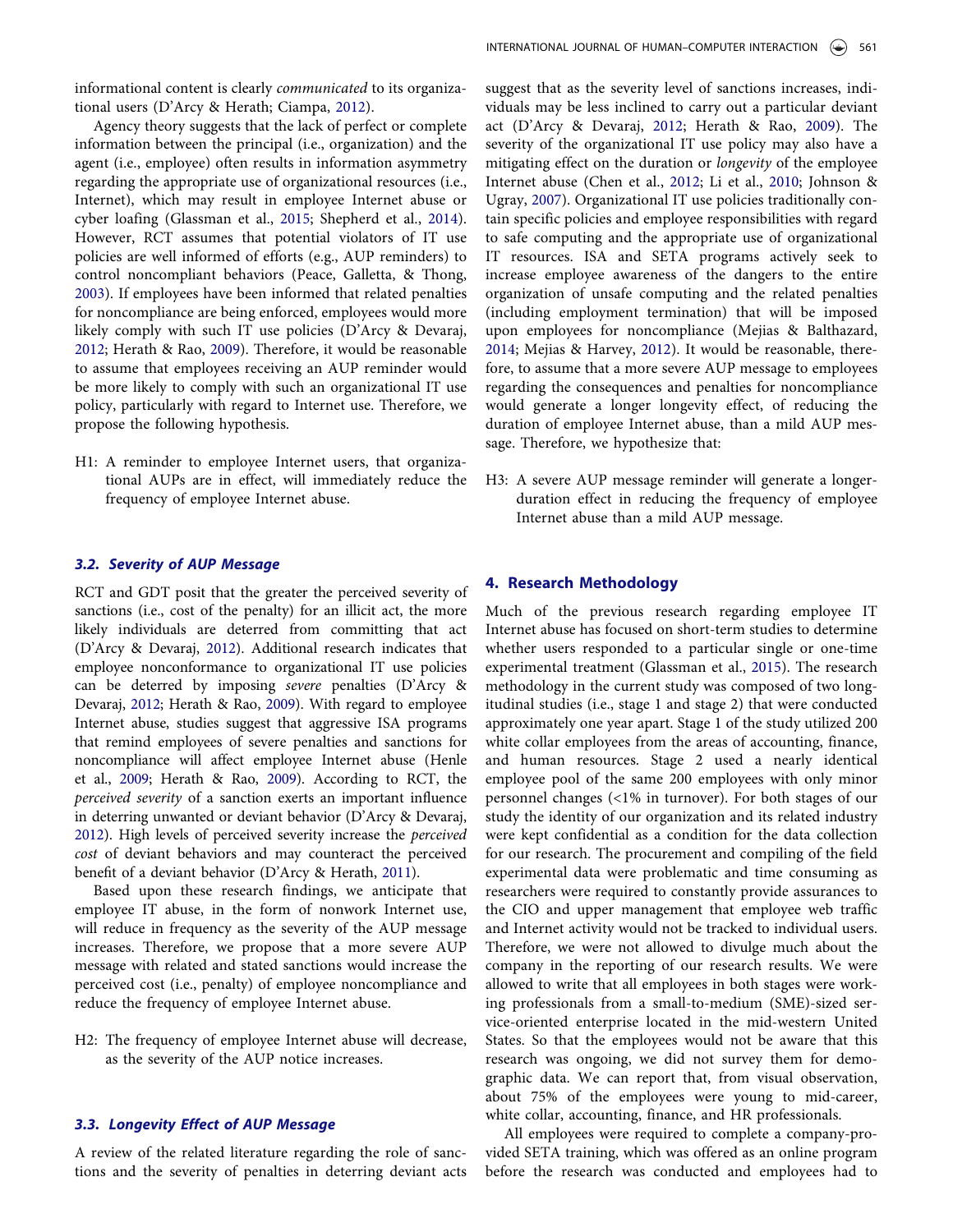informational content is clearly *communicated* to its organizational users (D'Arcy & Herath; Ciampa, 2012).

Agency theory suggests that the lack of perfect or complete information between the principal (i.e., organization) and the agent (i.e., employee) often results in information asymmetry regarding the appropriate use of organizational resources (i.e., Internet), which may result in employee Internet abuse or cyber loafing (Glassman et al., 2015; Shepherd et al., 2014). However, RCT assumes that potential violators of IT use policies are well informed of efforts (e.g., AUP reminders) to control noncompliant behaviors (Peace, Galletta, & Thong, 2003). If employees have been informed that related penalties for noncompliance are being enforced, employees would more likely comply with such IT use policies (D'Arcy & Devaraj, 2012; Herath & Rao, 2009). Therefore, it would be reasonable to assume that employees receiving an AUP reminder would be more likely to comply with such an organizational IT use policy, particularly with regard to Internet use. Therefore, we propose the following hypothesis.

H1: A reminder to employee Internet users, that organizational AUPs are in effect, will immediately reduce the frequency of employee Internet abuse.

### 3.2. Severity of AUP Message

RCT and GDT posit that the greater the perceived severity of sanctions (i.e., cost of the penalty) for an illicit act, the more likely individuals are deterred from committing that act (D'Arcy & Devaraj, 2012). Additional research indicates that employee nonconformance to organizational IT use policies can be deterred by imposing *severe* penalties (D'Arcy & Devaraj, 2012; Herath & Rao, 2009). With regard to employee Internet abuse, studies suggest that aggressive ISA programs that remind employees of severe penalties and sanctions for noncompliance will affect employee Internet abuse (Henle et al., 2009; Herath & Rao, 2009). According to RCT, the *perceived severity* of a sanction exerts an important influence in deterring unwanted or deviant behavior (D'Arcy & Devaraj, 2012). High levels of perceived severity increase the *perceived cost* of deviant behaviors and may counteract the perceived benefit of a deviant behavior (D'Arcy & Herath, 2011).

Based upon these research findings, we anticipate that employee IT abuse, in the form of nonwork Internet use, will reduce in frequency as the severity of the AUP message increases. Therefore, we propose that a more severe AUP message with related and stated sanctions would increase the perceived cost (i.e., penalty) of employee noncompliance and reduce the frequency of employee Internet abuse.

H2: The frequency of employee Internet abuse will decrease, as the severity of the AUP notice increases.

### 3.3. Longevity Effect of AUP Message

A review of the related literature regarding the role of sanctions and the severity of penalties in deterring deviant acts suggest that as the severity level of sanctions increases, individuals may be less inclined to carry out a particular deviant act (D'Arcy & Devaraj, 2012; Herath & Rao, 2009). The severity of the organizational IT use policy may also have a mitigating effect on the duration or *longevity* of the employee Internet abuse (Chen et al., 2012; Li et al., 2010; Johnson & Ugray, 2007). Organizational IT use policies traditionally contain specific policies and employee responsibilities with regard to safe computing and the appropriate use of organizational IT resources. ISA and SETA programs actively seek to increase employee awareness of the dangers to the entire organization of unsafe computing and the related penalties (including employment termination) that will be imposed upon employees for noncompliance (Mejias & Balthazard, 2014; Mejias & Harvey, 2012). It would be reasonable, therefore, to assume that a more severe AUP message to employees regarding the consequences and penalties for noncompliance would generate a longer longevity effect, of reducing the duration of employee Internet abuse, than a mild AUP message. Therefore, we hypothesize that:

H3: A severe AUP message reminder will generate a longer-duration effect in reducing the frequency of employee Internet abuse than a mild AUP message.

## 4. Research Methodology

Much of the previous research regarding employee IT Internet abuse has focused on short-term studies to determine whether users responded to a particular single or one-time experimental treatment (Glassman et al., 2015). The research methodology in the current study was composed of two longitudinal studies (i.e., stage 1 and stage 2) that were conducted approximately one year apart. Stage 1 of the study utilized 200 white collar employees from the areas of accounting, finance, and human resources. Stage 2 used a nearly identical employee pool of the same 200 employees with only minor personnel changes (<1% in turnover). For both stages of our study the identity of our organization and its related industry were kept confidential as a condition for the data collection for our research. The procurement and compiling of the field experimental data were problematic and time consuming as researchers were required to constantly provide assurances to the CIO and upper management that employee web traffic and Internet activity would not be tracked to individual users. Therefore, we were not allowed to divulge much about the company in the reporting of our research results. We were allowed to write that all employees in both stages were working professionals from a small-to-medium (SME)-sized service-oriented enterprise located in the mid-western United States. So that the employees would not be aware that this research was ongoing, we did not survey them for demographic data. We can report that, from visual observation, about 75% of the employees were young to mid-career, white collar, accounting, finance, and HR professionals.

All employees were required to complete a company-provided SETA training, which was offered as an online program before the research was conducted and employees had to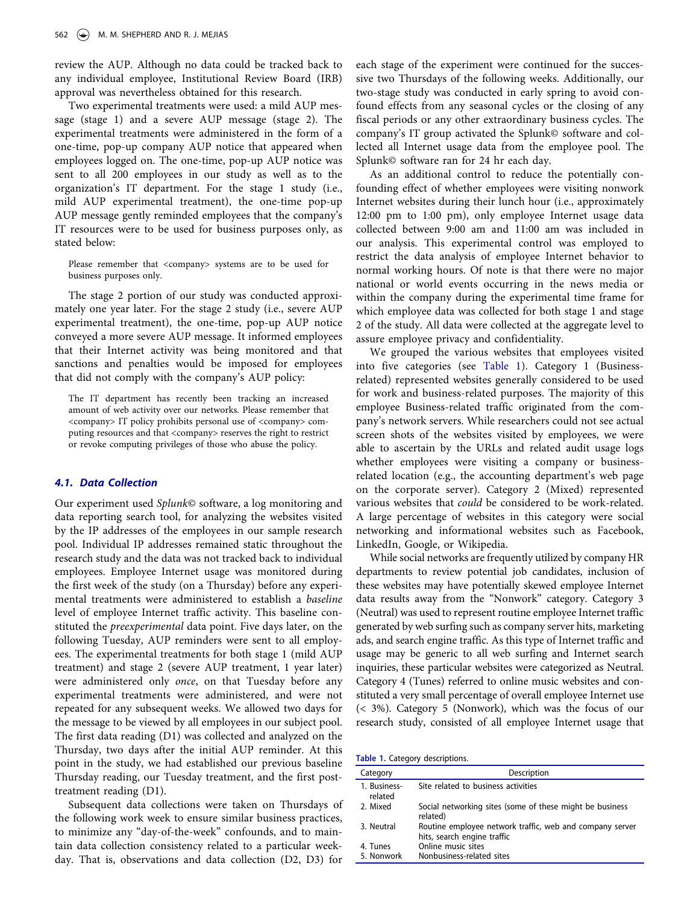review the AUP. Although no data could be tracked back to any individual employee, Institutional Review Board (IRB) approval was nevertheless obtained for this research.

Two experimental treatments were used: a mild AUP message (stage 1) and a severe AUP message (stage 2). The experimental treatments were administered in the form of a one-time, pop-up company AUP notice that appeared when employees logged on. The one-time, pop-up AUP notice was sent to all 200 employees in our study as well as to the organization's IT department. For the stage 1 study (i.e., mild AUP experimental treatment), the one-time pop-up AUP message gently reminded employees that the company's IT resources were to be used for business purposes only, as stated below:

> Please remember that <company> systems are to be used for business purposes only.

The stage 2 portion of our study was conducted approximately one year later. For the stage 2 study (i.e., severe AUP experimental treatment), the one-time, pop-up AUP notice conveyed a more severe AUP message. It informed employees that their Internet activity was being monitored and that sanctions and penalties would be imposed for employees that did not comply with the company's AUP policy:

> The IT department has recently been tracking an increased amount of web activity over our networks. Please remember that <company> IT policy prohibits personal use of <company> computing resources and that <company> reserves the right to restrict or revoke computing privileges of those who abuse the policy.

### 4.1. Data Collection

Our experiment used *Splunk©* software, a log monitoring and data reporting search tool, for analyzing the websites visited by the IP addresses of the employees in our sample research pool. Individual IP addresses remained static throughout the research study and the data was not tracked back to individual employees. Employee Internet usage was monitored during the first week of the study (on a Thursday) before any experimental treatments were administered to establish a *baseline* level of employee Internet traffic activity. This baseline constituted the *preexperimental* data point. Five days later, on the following Tuesday, AUP reminders were sent to all employees. The experimental treatments for both stage 1 (mild AUP treatment) and stage 2 (severe AUP treatment, 1 year later) were administered only *once*, on that Tuesday before any experimental treatments were administered, and were not repeated for any subsequent weeks. We allowed two days for the message to be viewed by all employees in our subject pool. The first data reading (D1) was collected and analyzed on the Thursday, two days after the initial AUP reminder. At this point in the study, we had established our previous baseline Thursday reading, our Tuesday treatment, and the first post-treatment reading (D1).

Subsequent data collections were taken on Thursdays of the following work week to ensure similar business practices, to minimize any "day-of-the-week" confounds, and to maintain data collection consistency related to a particular weekday. That is, observations and data collection (D2, D3) for each stage of the experiment were continued for the successive two Thursdays of the following weeks. Additionally, our two-stage study was conducted in early spring to avoid confound effects from any seasonal cycles or the closing of any fiscal periods or any other extraordinary business cycles. The company's IT group activated the Splunk© software and collected all Internet usage data from the employee pool. The Splunk© software ran for 24 hr each day.

As an additional control to reduce the potentially confounding effect of whether employees were visiting nonwork Internet websites during their lunch hour (i.e., approximately 12:00 pm to 1:00 pm), only employee Internet usage data collected between 9:00 am and 11:00 am was included in our analysis. This experimental control was employed to restrict the data analysis of employee Internet behavior to normal working hours. Of note is that there were no major national or world events occurring in the news media or within the company during the experimental time frame for which employee data was collected for both stage 1 and stage 2 of the study. All data were collected at the aggregate level to assure employee privacy and confidentiality.

We grouped the various websites that employees visited into five categories (see Table 1). Category 1 (Business-related) represented websites generally considered to be used for work and business-related purposes. The majority of this employee Business-related traffic originated from the company's network servers. While researchers could not see actual screen shots of the websites visited by employees, we were able to ascertain by the URLs and related audit usage logs whether employees were visiting a company or business-related location (e.g., the accounting department's web page on the corporate server). Category 2 (Mixed) represented various websites that *could* be considered to be work-related. A large percentage of websites in this category were social networking and informational websites such as Facebook, LinkedIn, Google, or Wikipedia.

While social networks are frequently utilized by company HR departments to review potential job candidates, inclusion of these websites may have potentially skewed employee Internet data results away from the "Nonwork" category. Category 3 (Neutral) was used to represent routine employee Internet traffic generated by web surfing such as company server hits, marketing ads, and search engine traffic. As this type of Internet traffic and usage may be generic to all web surfing and Internet search inquiries, these particular websites were categorized as Neutral. Category 4 (Tunes) referred to online music websites and constituted a very small percentage of overall employee Internet use (< 3%). Category 5 (Nonwork), which was the focus of our research study, consisted of all employee Internet usage that

**Table 1.** Category descriptions.

| Category | Description |
|---|---|
| 1. Business-related | Site related to business activities |
| 2. Mixed | Social networking sites (some of these might be business related) |
| 3. Neutral | Routine employee network traffic, web and company server hits, search engine traffic |
| 4. Tunes | Online music sites |
| 5. Nonwork | Nonbusiness-related sites |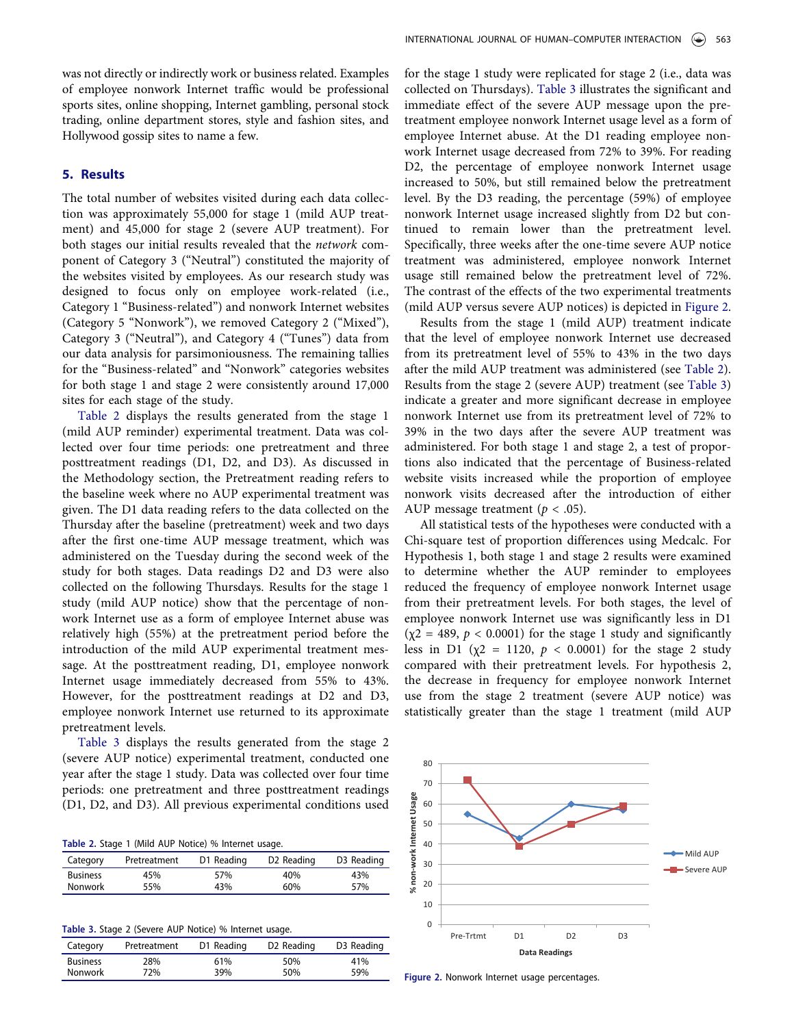was not directly or indirectly work or business related. Examples of employee nonwork Internet traffic would be professional sports sites, online shopping, Internet gambling, personal stock trading, online department stores, style and fashion sites, and Hollywood gossip sites to name a few.

## 5. Results

The total number of websites visited during each data collection was approximately 55,000 for stage 1 (mild AUP treatment) and 45,000 for stage 2 (severe AUP treatment). For both stages our initial results revealed that the *network* component of Category 3 ("Neutral") constituted the majority of the websites visited by employees. As our research study was designed to focus only on employee work-related (i.e., Category 1 "Business-related") and nonwork Internet websites (Category 5 "Nonwork"), we removed Category 2 ("Mixed"), Category 3 ("Neutral"), and Category 4 ("Tunes") data from our data analysis for parsimoniousness. The remaining tallies for the "Business-related" and "Nonwork" categories websites for both stage 1 and stage 2 were consistently around 17,000 sites for each stage of the study.

Table 2 displays the results generated from the stage 1 (mild AUP reminder) experimental treatment. Data was collected over four time periods: one pretreatment and three posttreatment readings (D1, D2, and D3). As discussed in the Methodology section, the Pretreatment reading refers to the baseline week where no AUP experimental treatment was given. The D1 data reading refers to the data collected on the Thursday after the baseline (pretreatment) week and two days after the first one-time AUP message treatment, which was administered on the Tuesday during the second week of the study for both stages. Data readings D2 and D3 were also collected on the following Thursdays. Results for the stage 1 study (mild AUP notice) show that the percentage of nonwork Internet use as a form of employee Internet abuse was relatively high (55%) at the pretreatment period before the introduction of the mild AUP experimental treatment message. At the posttreatment reading, D1, employee nonwork Internet usage immediately decreased from 55% to 43%. However, for the posttreatment readings at D2 and D3, employee nonwork Internet use returned to its approximate pretreatment levels.

Table 3 displays the results generated from the stage 2 (severe AUP notice) experimental treatment, conducted one year after the stage 1 study. Data was collected over four time periods: one pretreatment and three posttreatment readings (D1, D2, and D3). All previous experimental conditions used for the stage 1 study were replicated for stage 2 (i.e., data was collected on Thursdays). Table 3 illustrates the significant and immediate effect of the severe AUP message upon the pretreatment employee nonwork Internet usage level as a form of employee Internet abuse. At the D1 reading employee nonwork Internet usage decreased from 72% to 39%. For reading D2, the percentage of employee nonwork Internet usage increased to 50%, but still remained below the pretreatment level. By the D3 reading, the percentage (59%) of employee nonwork Internet usage increased slightly from D2 but continued to remain lower than the pretreatment level. Specifically, three weeks after the one-time severe AUP notice treatment was administered, employee nonwork Internet usage still remained below the pretreatment level of 72%. The contrast of the effects of the two experimental treatments (mild AUP versus severe AUP notices) is depicted in Figure 2.

Results from the stage 1 (mild AUP) treatment indicate that the level of employee nonwork Internet use decreased from its pretreatment level of 55% to 43% in the two days after the mild AUP treatment was administered (see Table 2). Results from the stage 2 (severe AUP) treatment (see Table 3) indicate a greater and more significant decrease in employee nonwork Internet use from its pretreatment level of 72% to 39% in the two days after the severe AUP treatment was administered. For both stage 1 and stage 2, a test of proportions also indicated that the percentage of Business-related website visits increased while the proportion of employee nonwork visits decreased after the introduction of either AUP message treatment ($p < .05$).

All statistical tests of the hypotheses were conducted with a Chi-square test of proportion differences using Medcalc. For Hypothesis 1, both stage 1 and stage 2 results were examined to determine whether the AUP reminder to employees reduced the frequency of employee nonwork Internet usage from their pretreatment levels. For both stages, the level of employee nonwork Internet use was significantly less in D1 ($\chi 2 = 489$, $p < 0.0001$) for the stage 1 study and significantly less in D1 ($\chi 2 = 1120$, $p < 0.0001$) for the stage 2 study compared with their pretreatment levels. For hypothesis 2, the decrease in frequency for employee nonwork Internet use from the stage 2 treatment (severe AUP notice) was statistically greater than the stage 1 treatment (mild AUP

**Table 2.** Stage 1 (Mild AUP Notice) % Internet usage.

| Category | Pretreatment | D1 Reading | D2 Reading | D3 Reading |
|---|---|---|---|---|
| Business | 45% | 57% | 40% | 43% |
| Nonwork | 55% | 43% | 60% | 57% |

**Table 3.** Stage 2 (Severe AUP Notice) % Internet usage.

| Category | Pretreatment | D1 Reading | D2 Reading | D3 Reading |
|---|---|---|---|---|
| Business | 28% | 61% | 50% | 41% |
| Nonwork | 72% | 39% | 50% | 59% |

**Figure 2.** Nonwork Internet usage percentages.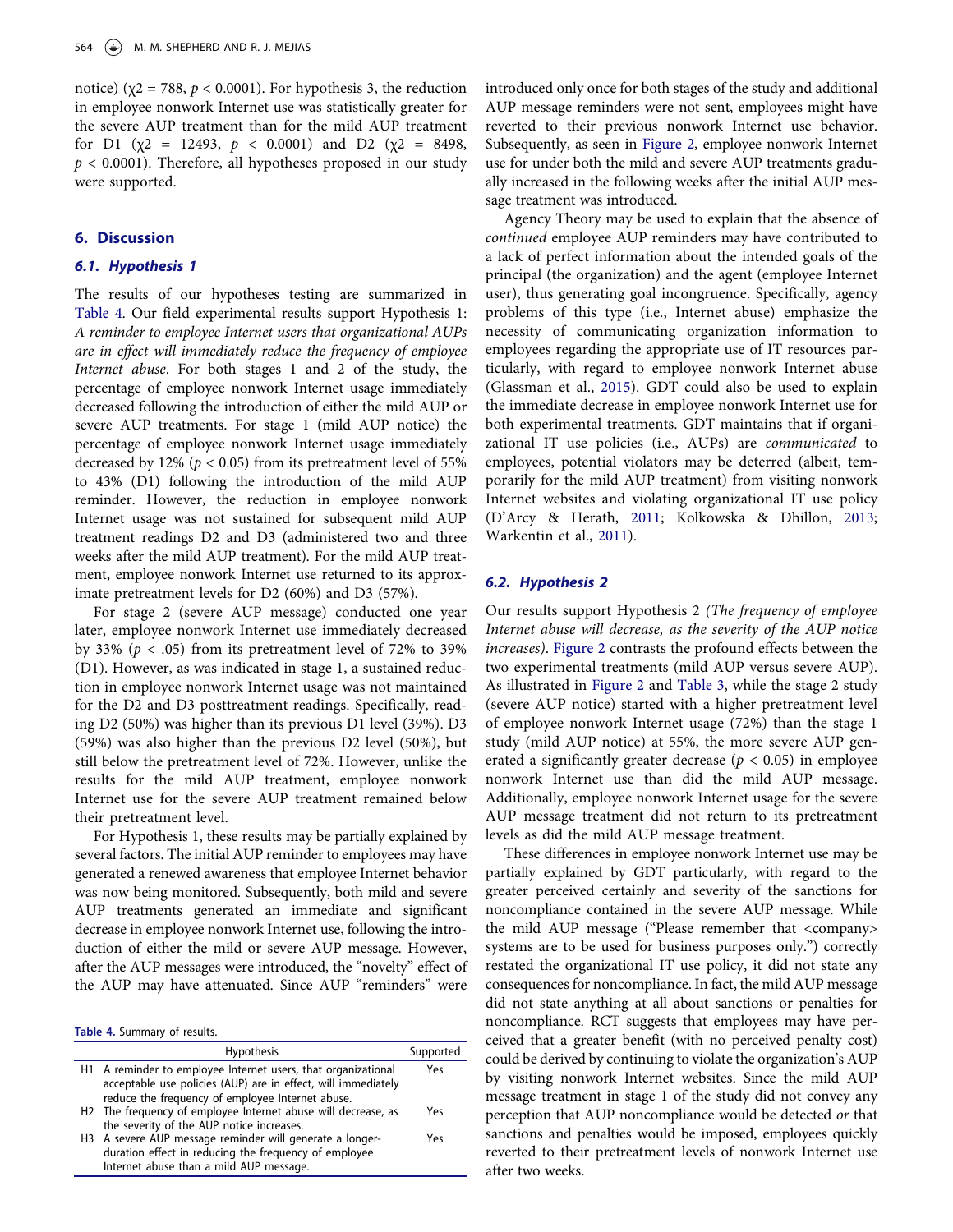notice) ($\chi2$ = 788, $p < 0.0001$). For hypothesis 3, the reduction in employee nonwork Internet use was statistically greater for the severe AUP treatment than for the mild AUP treatment for D1 ($\chi2$ = 12493, $p < 0.0001$) and D2 ($\chi2$ = 8498, $p < 0.0001$). Therefore, all hypotheses proposed in our study were supported.

## 6. Discussion

### 6.1. Hypothesis 1

The results of our hypotheses testing are summarized in Table 4. Our field experimental results support Hypothesis 1: *A reminder to employee Internet users that organizational AUPs are in effect will immediately reduce the frequency of employee Internet abuse*. For both stages 1 and 2 of the study, the percentage of employee nonwork Internet usage immediately decreased following the introduction of either the mild AUP or severe AUP treatments. For stage 1 (mild AUP notice) the percentage of employee nonwork Internet usage immediately decreased by 12% ($p < 0.05$) from its pretreatment level of 55% to 43% (D1) following the introduction of the mild AUP reminder. However, the reduction in employee nonwork Internet usage was not sustained for subsequent mild AUP treatment readings D2 and D3 (administered two and three weeks after the mild AUP treatment). For the mild AUP treatment, employee nonwork Internet use returned to its approximate pretreatment levels for D2 (60%) and D3 (57%).

For stage 2 (severe AUP message) conducted one year later, employee nonwork Internet use immediately decreased by 33% ($p < .05$) from its pretreatment level of 72% to 39% (D1). However, as was indicated in stage 1, a sustained reduction in employee nonwork Internet usage was not maintained for the D2 and D3 posttreatment readings. Specifically, reading D2 (50%) was higher than its previous D1 level (39%). D3 (59%) was also higher than the previous D2 level (50%), but still below the pretreatment level of 72%. However, unlike the results for the mild AUP treatment, employee nonwork Internet use for the severe AUP treatment remained below their pretreatment level.

For Hypothesis 1, these results may be partially explained by several factors. The initial AUP reminder to employees may have generated a renewed awareness that employee Internet behavior was now being monitored. Subsequently, both mild and severe AUP treatments generated an immediate and significant decrease in employee nonwork Internet use, following the introduction of either the mild or severe AUP message. However, after the AUP messages were introduced, the "novelty" effect of the AUP may have attenuated. Since AUP "reminders" were introduced only once for both stages of the study and additional AUP message reminders were not sent, employees might have reverted to their previous nonwork Internet use behavior. Subsequently, as seen in Figure 2, employee nonwork Internet use for under both the mild and severe AUP treatments gradually increased in the following weeks after the initial AUP message treatment was introduced.

Agency Theory may be used to explain that the absence of *continued* employee AUP reminders may have contributed to a lack of perfect information about the intended goals of the principal (the organization) and the agent (employee Internet user), thus generating goal incongruence. Specifically, agency problems of this type (i.e., Internet abuse) emphasize the necessity of communicating organization information to employees regarding the appropriate use of IT resources particularly, with regard to employee nonwork Internet abuse (Glassman et al., 2015). GDT could also be used to explain the immediate decrease in employee nonwork Internet use for both experimental treatments. GDT maintains that if organizational IT use policies (i.e., AUPs) are *communicated* to employees, potential violators may be deterred (albeit, temporarily for the mild AUP treatment) from visiting nonwork Internet websites and violating organizational IT use policy (D'Arcy & Herath, 2011; Kolkowska & Dhillon, 2013; Warkentin et al., 2011).

### 6.2. Hypothesis 2

Our results support Hypothesis 2 *(The frequency of employee Internet abuse will decrease, as the severity of the AUP notice increases)*. Figure 2 contrasts the profound effects between the two experimental treatments (mild AUP versus severe AUP). As illustrated in Figure 2 and Table 3, while the stage 2 study (severe AUP notice) started with a higher pretreatment level of employee nonwork Internet usage (72%) than the stage 1 study (mild AUP notice) at 55%, the more severe AUP generated a significantly greater decrease ($p < 0.05$) in employee nonwork Internet use than did the mild AUP message. Additionally, employee nonwork Internet usage for the severe AUP message treatment did not return to its pretreatment levels as did the mild AUP message treatment.

These differences in employee nonwork Internet use may be partially explained by GDT particularly, with regard to the greater perceived certainly and severity of the sanctions for noncompliance contained in the severe AUP message. While the mild AUP message ("Please remember that <company> systems are to be used for business purposes only.") correctly restated the organizational IT use policy, it did not state any consequences for noncompliance. In fact, the mild AUP message did not state anything at all about sanctions or penalties for noncompliance. RCT suggests that employees may have perceived that a greater benefit (with no perceived penalty cost) could be derived by continuing to violate the organization's AUP by visiting nonwork Internet websites. Since the mild AUP message treatment in stage 1 of the study did not convey any perception that AUP noncompliance would be detected *or* that sanctions and penalties would be imposed, employees quickly reverted to their pretreatment levels of nonwork Internet use after two weeks.

**Table 4.** Summary of results.

| | Hypothesis | Supported |
|---|---|---|
| H1 | A reminder to employee Internet users, that organizational acceptable use policies (AUP) are in effect, will immediately reduce the frequency of employee Internet abuse. | Yes |
| H2 | The frequency of employee Internet abuse will decrease, as the severity of the AUP notice increases. | Yes |
| H3 | A severe AUP message reminder will generate a longer-duration effect in reducing the frequency of employee Internet abuse than a mild AUP message. | Yes |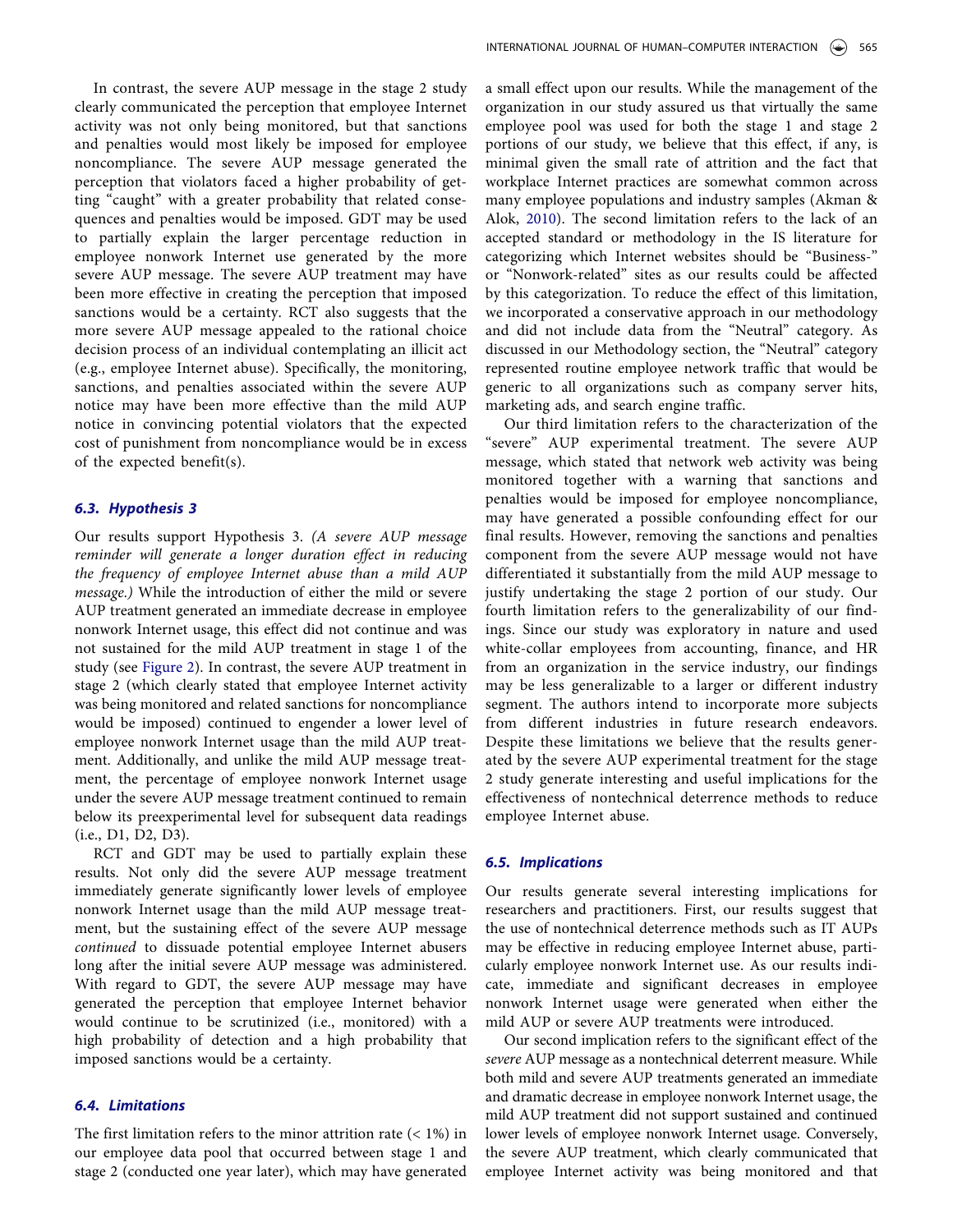In contrast, the severe AUP message in the stage 2 study clearly communicated the perception that employee Internet activity was not only being monitored, but that sanctions and penalties would most likely be imposed for employee noncompliance. The severe AUP message generated the perception that violators faced a higher probability of getting "caught" with a greater probability that related consequences and penalties would be imposed. GDT may be used to partially explain the larger percentage reduction in employee nonwork Internet use generated by the more severe AUP message. The severe AUP treatment may have been more effective in creating the perception that imposed sanctions would be a certainty. RCT also suggests that the more severe AUP message appealed to the rational choice decision process of an individual contemplating an illicit act (e.g., employee Internet abuse). Specifically, the monitoring, sanctions, and penalties associated within the severe AUP notice may have been more effective than the mild AUP notice in convincing potential violators that the expected cost of punishment from noncompliance would be in excess of the expected benefit(s).

### 6.3. Hypothesis 3

Our results support Hypothesis 3. *(A severe AUP message reminder will generate a longer duration effect in reducing the frequency of employee Internet abuse than a mild AUP message.)* While the introduction of either the mild or severe AUP treatment generated an immediate decrease in employee nonwork Internet usage, this effect did not continue and was not sustained for the mild AUP treatment in stage 1 of the study (see Figure 2). In contrast, the severe AUP treatment in stage 2 (which clearly stated that employee Internet activity was being monitored and related sanctions for noncompliance would be imposed) continued to engender a lower level of employee nonwork Internet usage than the mild AUP treatment. Additionally, and unlike the mild AUP message treatment, the percentage of employee nonwork Internet usage under the severe AUP message treatment continued to remain below its preexperimental level for subsequent data readings (i.e., D1, D2, D3).

RCT and GDT may be used to partially explain these results. Not only did the severe AUP message treatment immediately generate significantly lower levels of employee nonwork Internet usage than the mild AUP message treatment, but the sustaining effect of the severe AUP message *continued* to dissuade potential employee Internet abusers long after the initial severe AUP message was administered. With regard to GDT, the severe AUP message may have generated the perception that employee Internet behavior would continue to be scrutinized (i.e., monitored) with a high probability of detection and a high probability that imposed sanctions would be a certainty.

### 6.4. Limitations

The first limitation refers to the minor attrition rate (< 1%) in our employee data pool that occurred between stage 1 and stage 2 (conducted one year later), which may have generated a small effect upon our results. While the management of the organization in our study assured us that virtually the same employee pool was used for both the stage 1 and stage 2 portions of our study, we believe that this effect, if any, is minimal given the small rate of attrition and the fact that workplace Internet practices are somewhat common across many employee populations and industry samples (Akman & Alok, 2010). The second limitation refers to the lack of an accepted standard or methodology in the IS literature for categorizing which Internet websites should be "Business-" or "Nonwork-related" sites as our results could be affected by this categorization. To reduce the effect of this limitation, we incorporated a conservative approach in our methodology and did not include data from the "Neutral" category. As discussed in our Methodology section, the "Neutral" category represented routine employee network traffic that would be generic to all organizations such as company server hits, marketing ads, and search engine traffic.

Our third limitation refers to the characterization of the "severe" AUP experimental treatment. The severe AUP message, which stated that network web activity was being monitored together with a warning that sanctions and penalties would be imposed for employee noncompliance, may have generated a possible confounding effect for our final results. However, removing the sanctions and penalties component from the severe AUP message would not have differentiated it substantially from the mild AUP message to justify undertaking the stage 2 portion of our study. Our fourth limitation refers to the generalizability of our findings. Since our study was exploratory in nature and used white-collar employees from accounting, finance, and HR from an organization in the service industry, our findings may be less generalizable to a larger or different industry segment. The authors intend to incorporate more subjects from different industries in future research endeavors. Despite these limitations we believe that the results generated by the severe AUP experimental treatment for the stage 2 study generate interesting and useful implications for the effectiveness of nontechnical deterrence methods to reduce employee Internet abuse.

### 6.5. Implications

Our results generate several interesting implications for researchers and practitioners. First, our results suggest that the use of nontechnical deterrence methods such as IT AUPs may be effective in reducing employee Internet abuse, particularly employee nonwork Internet use. As our results indicate, immediate and significant decreases in employee nonwork Internet usage were generated when either the mild AUP or severe AUP treatments were introduced.

Our second implication refers to the significant effect of the *severe* AUP message as a nontechnical deterrent measure. While both mild and severe AUP treatments generated an immediate and dramatic decrease in employee nonwork Internet usage, the mild AUP treatment did not support sustained and continued lower levels of employee nonwork Internet usage. Conversely, the severe AUP treatment, which clearly communicated that employee Internet activity was being monitored and that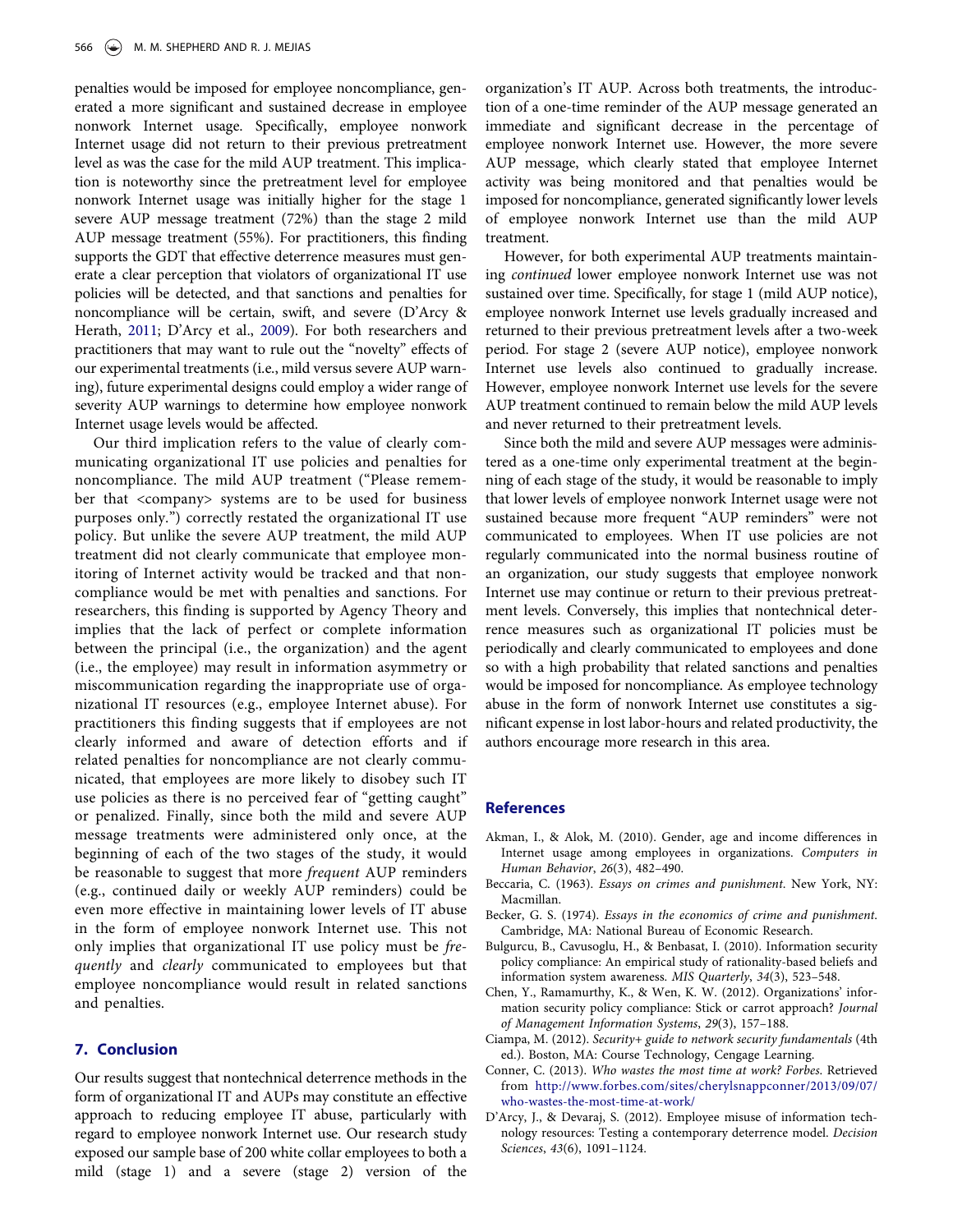penalties would be imposed for employee noncompliance, generated a more significant and sustained decrease in employee nonwork Internet usage. Specifically, employee nonwork Internet usage did not return to their previous pretreatment level as was the case for the mild AUP treatment. This implication is noteworthy since the pretreatment level for employee nonwork Internet usage was initially higher for the stage 1 severe AUP message treatment (72%) than the stage 2 mild AUP message treatment (55%). For practitioners, this finding supports the GDT that effective deterrence measures must generate a clear perception that violators of organizational IT use policies will be detected, and that sanctions and penalties for noncompliance will be certain, swift, and severe (D'Arcy & Herath, 2011; D'Arcy et al., 2009). For both researchers and practitioners that may want to rule out the "novelty" effects of our experimental treatments (i.e., mild versus severe AUP warning), future experimental designs could employ a wider range of severity AUP warnings to determine how employee nonwork Internet usage levels would be affected.

Our third implication refers to the value of clearly communicating organizational IT use policies and penalties for noncompliance. The mild AUP treatment ("Please remember that <company> systems are to be used for business purposes only.") correctly restated the organizational IT use policy. But unlike the severe AUP treatment, the mild AUP treatment did not clearly communicate that employee monitoring of Internet activity would be tracked and that noncompliance would be met with penalties and sanctions. For researchers, this finding is supported by Agency Theory and implies that the lack of perfect or complete information between the principal (i.e., the organization) and the agent (i.e., the employee) may result in information asymmetry or miscommunication regarding the inappropriate use of organizational IT resources (e.g., employee Internet abuse). For practitioners this finding suggests that if employees are not clearly informed and aware of detection efforts and if related penalties for noncompliance are not clearly communicated, that employees are more likely to disobey such IT use policies as there is no perceived fear of "getting caught" or penalized. Finally, since both the mild and severe AUP message treatments were administered only once, at the beginning of each of the two stages of the study, it would be reasonable to suggest that more *frequent* AUP reminders (e.g., continued daily or weekly AUP reminders) could be even more effective in maintaining lower levels of IT abuse in the form of employee nonwork Internet use. This not only implies that organizational IT use policy must be *frequently* and *clearly* communicated to employees but that employee noncompliance would result in related sanctions and penalties.

## 7. Conclusion

Our results suggest that nontechnical deterrence methods in the form of organizational IT and AUPs may constitute an effective approach to reducing employee IT abuse, particularly with regard to employee nonwork Internet use. Our research study exposed our sample base of 200 white collar employees to both a mild (stage 1) and a severe (stage 2) version of the organization's IT AUP. Across both treatments, the introduction of a one-time reminder of the AUP message generated an immediate and significant decrease in the percentage of employee nonwork Internet use. However, the more severe AUP message, which clearly stated that employee Internet activity was being monitored and that penalties would be imposed for noncompliance, generated significantly lower levels of employee nonwork Internet use than the mild AUP treatment.

However, for both experimental AUP treatments maintaining *continued* lower employee nonwork Internet use was not sustained over time. Specifically, for stage 1 (mild AUP notice), employee nonwork Internet use levels gradually increased and returned to their previous pretreatment levels after a two-week period. For stage 2 (severe AUP notice), employee nonwork Internet use levels also continued to gradually increase. However, employee nonwork Internet use levels for the severe AUP treatment continued to remain below the mild AUP levels and never returned to their pretreatment levels.

Since both the mild and severe AUP messages were administered as a one-time only experimental treatment at the beginning of each stage of the study, it would be reasonable to imply that lower levels of employee nonwork Internet usage were not sustained because more frequent "AUP reminders" were not communicated to employees. When IT use policies are not regularly communicated into the normal business routine of an organization, our study suggests that employee nonwork Internet use may continue or return to their previous pretreatment levels. Conversely, this implies that nontechnical deterrence measures such as organizational IT policies must be periodically and clearly communicated to employees and done so with a high probability that related sanctions and penalties would be imposed for noncompliance. As employee technology abuse in the form of nonwork Internet use constitutes a significant expense in lost labor-hours and related productivity, the authors encourage more research in this area.

## References

Akman, I., & Alok, M. (2010). Gender, age and income differences in Internet usage among employees in organizations. *Computers in Human Behavior*, *26*(3), 482–490.

Beccaria, C. (1963). *Essays on crimes and punishment*. New York, NY: Macmillan.

Becker, G. S. (1974). *Essays in the economics of crime and punishment*. Cambridge, MA: National Bureau of Economic Research.

Bulgurcu, B., Cavusoglu, H., & Benbasat, I. (2010). Information security policy compliance: An empirical study of rationality-based beliefs and information system awareness. *MIS Quarterly*, *34*(3), 523–548.

Chen, Y., Ramamurthy, K., & Wen, K. W. (2012). Organizations' information security policy compliance: Stick or carrot approach? *Journal of Management Information Systems*, *29*(3), 157–188.

Ciampa, M. (2012). *Security+ guide to network security fundamentals* (4th ed.). Boston, MA: Course Technology, Cengage Learning.

Conner, C. (2013). *Who wastes the most time at work? Forbes*. Retrieved from http://www.forbes.com/sites/cherylsnappconner/2013/09/07/who-wastes-the-most-time-at-work/

D'Arcy, J., & Devaraj, S. (2012). Employee misuse of information technology resources: Testing a contemporary deterrence model. *Decision Sciences*, *43*(6), 1091–1124.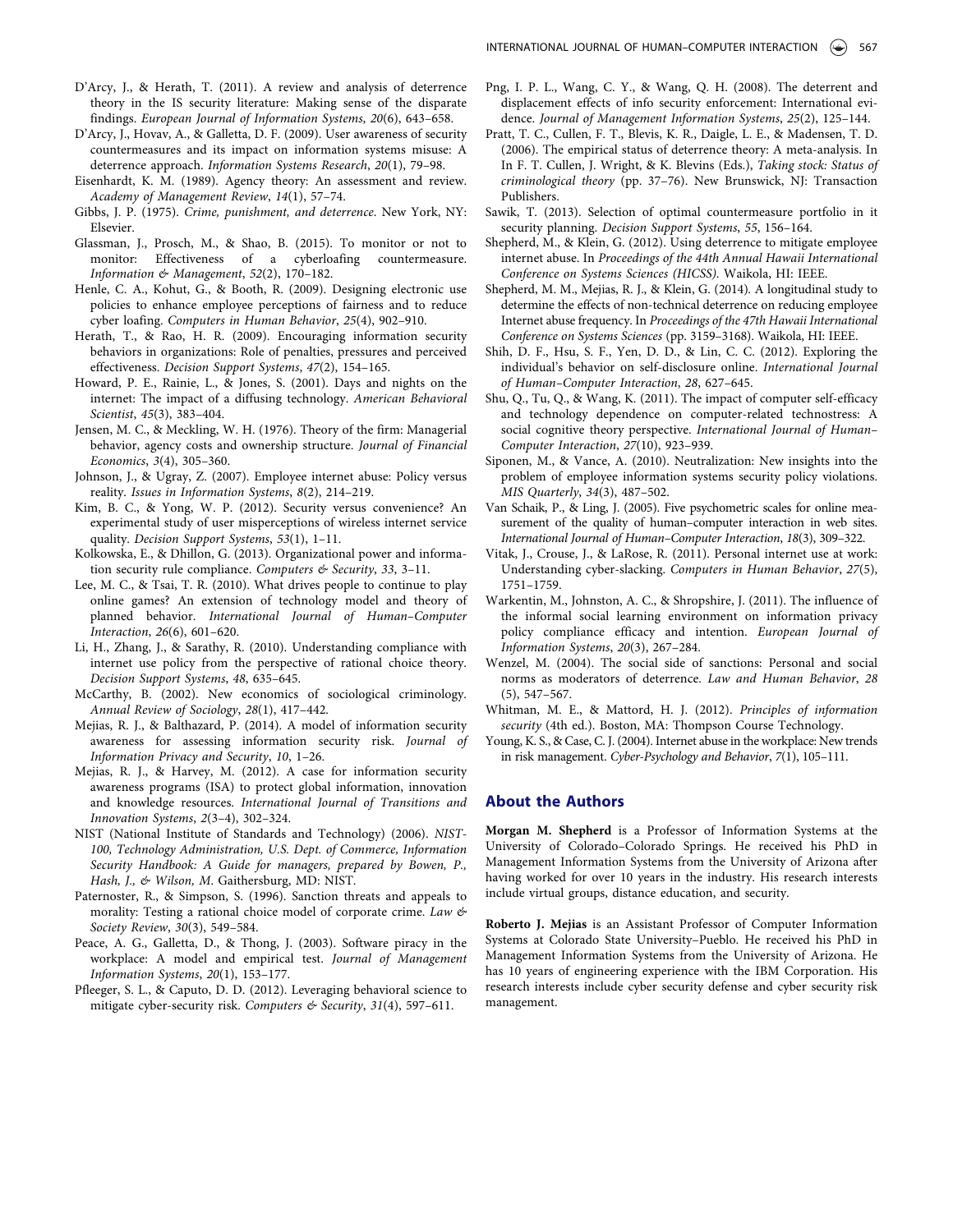D'Arcy, J., & Herath, T. (2011). A review and analysis of deterrence theory in the IS security literature: Making sense of the disparate findings. *European Journal of Information Systems*, *20*(6), 643–658.

D'Arcy, J., Hovav, A., & Galletta, D. F. (2009). User awareness of security countermeasures and its impact on information systems misuse: A deterrence approach. *Information Systems Research*, *20*(1), 79–98.

Eisenhardt, K. M. (1989). Agency theory: An assessment and review. *Academy of Management Review*, *14*(1), 57–74.

Gibbs, J. P. (1975). *Crime, punishment, and deterrence*. New York, NY: Elsevier.

Glassman, J., Prosch, M., & Shao, B. (2015). To monitor or not to monitor: Effectiveness of a cyberloafing countermeasure. *Information & Management*, *52*(2), 170–182.

Henle, C. A., Kohut, G., & Booth, R. (2009). Designing electronic use policies to enhance employee perceptions of fairness and to reduce cyber loafing. *Computers in Human Behavior*, *25*(4), 902–910.

Herath, T., & Rao, H. R. (2009). Encouraging information security behaviors in organizations: Role of penalties, pressures and perceived effectiveness. *Decision Support Systems*, *47*(2), 154–165.

Howard, P. E., Rainie, L., & Jones, S. (2001). Days and nights on the internet: The impact of a diffusing technology. *American Behavioral Scientist*, *45*(3), 383–404.

Jensen, M. C., & Meckling, W. H. (1976). Theory of the firm: Managerial behavior, agency costs and ownership structure. *Journal of Financial Economics*, *3*(4), 305–360.

Johnson, J., & Ugray, Z. (2007). Employee internet abuse: Policy versus reality. *Issues in Information Systems*, *8*(2), 214–219.

Kim, B. C., & Yong, W. P. (2012). Security versus convenience? An experimental study of user misperceptions of wireless internet service quality. *Decision Support Systems*, *53*(1), 1–11.

Kolkowska, E., & Dhillon, G. (2013). Organizational power and information security rule compliance. *Computers & Security*, *33*, 3–11.

Lee, M. C., & Tsai, T. R. (2010). What drives people to continue to play online games? An extension of technology model and theory of planned behavior. *International Journal of Human–Computer Interaction*, *26*(6), 601–620.

Li, H., Zhang, J., & Sarathy, R. (2010). Understanding compliance with internet use policy from the perspective of rational choice theory. *Decision Support Systems*, *48*, 635–645.

McCarthy, B. (2002). New economics of sociological criminology. *Annual Review of Sociology*, *28*(1), 417–442.

Mejias, R. J., & Balthazard, P. (2014). A model of information security awareness for assessing information security risk. *Journal of Information Privacy and Security*, *10*, 1–26.

Mejias, R. J., & Harvey, M. (2012). A case for information security awareness programs (ISA) to protect global information, innovation and knowledge resources. *International Journal of Transitions and Innovation Systems*, *2*(3–4), 302–324.

NIST (National Institute of Standards and Technology) (2006). *NIST-100, Technology Administration, U.S. Dept. of Commerce, Information Security Handbook: A Guide for managers, prepared by Bowen, P., Hash, J., & Wilson, M.* Gaithersburg, MD: NIST.

Paternoster, R., & Simpson, S. (1996). Sanction threats and appeals to morality: Testing a rational choice model of corporate crime. *Law & Society Review*, *30*(3), 549–584.

Peace, A. G., Galletta, D., & Thong, J. (2003). Software piracy in the workplace: A model and empirical test. *Journal of Management Information Systems*, *20*(1), 153–177.

Pfleeger, S. L., & Caputo, D. D. (2012). Leveraging behavioral science to mitigate cyber-security risk. *Computers & Security*, *31*(4), 597–611.

Png, I. P. L., Wang, C. Y., & Wang, Q. H. (2008). The deterrent and displacement effects of info security enforcement: International evidence. *Journal of Management Information Systems*, *25*(2), 125–144.

Pratt, T. C., Cullen, F. T., Blevis, K. R., Daigle, L. E., & Madensen, T. D. (2006). The empirical status of deterrence theory: A meta-analysis. In In F. T. Cullen, J. Wright, & K. Blevins (Eds.), *Taking stock: Status of criminological theory* (pp. 37–76). New Brunswick, NJ: Transaction Publishers.

Sawik, T. (2013). Selection of optimal countermeasure portfolio in it security planning. *Decision Support Systems*, *55*, 156–164.

Shepherd, M., & Klein, G. (2012). Using deterrence to mitigate employee internet abuse. In *Proceedings of the 44th Annual Hawaii International Conference on Systems Sciences (HICSS)*. Waikola, HI: IEEE.

Shepherd, M. M., Mejias, R. J., & Klein, G. (2014). A longitudinal study to determine the effects of non-technical deterrence on reducing employee Internet abuse frequency. In *Proceedings of the 47th Hawaii International Conference on Systems Sciences* (pp. 3159–3168). Waikola, HI: IEEE.

Shih, D. F., Hsu, S. F., Yen, D. D., & Lin, C. C. (2012). Exploring the individual's behavior on self-disclosure online. *International Journal of Human–Computer Interaction*, *28*, 627–645.

Shu, Q., Tu, Q., & Wang, K. (2011). The impact of computer self-efficacy and technology dependence on computer-related technostress: A social cognitive theory perspective. *International Journal of Human–Computer Interaction*, *27*(10), 923–939.

Siponen, M., & Vance, A. (2010). Neutralization: New insights into the problem of employee information systems security policy violations. *MIS Quarterly*, *34*(3), 487–502.

Van Schaik, P., & Ling, J. (2005). Five psychometric scales for online measurement of the quality of human–computer interaction in web sites. *International Journal of Human–Computer Interaction*, *18*(3), 309–322.

Vitak, J., Crouse, J., & LaRose, R. (2011). Personal internet use at work: Understanding cyber-slacking. *Computers in Human Behavior*, *27*(5), 1751–1759.

Warkentin, M., Johnston, A. C., & Shropshire, J. (2011). The influence of the informal social learning environment on information privacy policy compliance efficacy and intention. *European Journal of Information Systems*, *20*(3), 267–284.

Wenzel, M. (2004). The social side of sanctions: Personal and social norms as moderators of deterrence. *Law and Human Behavior*, *28* (5), 547–567.

Whitman, M. E., & Mattord, H. J. (2012). *Principles of information security* (4th ed.). Boston, MA: Thompson Course Technology.

Young, K. S., & Case, C. J. (2004). Internet abuse in the workplace: New trends in risk management. *Cyber-Psychology and Behavior*, *7*(1), 105–111.

## About the Authors

**Morgan M. Shepherd** is a Professor of Information Systems at the University of Colorado–Colorado Springs. He received his PhD in Management Information Systems from the University of Arizona after having worked for over 10 years in the industry. His research interests include virtual groups, distance education, and security.

**Roberto J. Mejias** is an Assistant Professor of Computer Information Systems at Colorado State University–Pueblo. He received his PhD in Management Information Systems from the University of Arizona. He has 10 years of engineering experience with the IBM Corporation. His research interests include cyber security defense and cyber security risk management.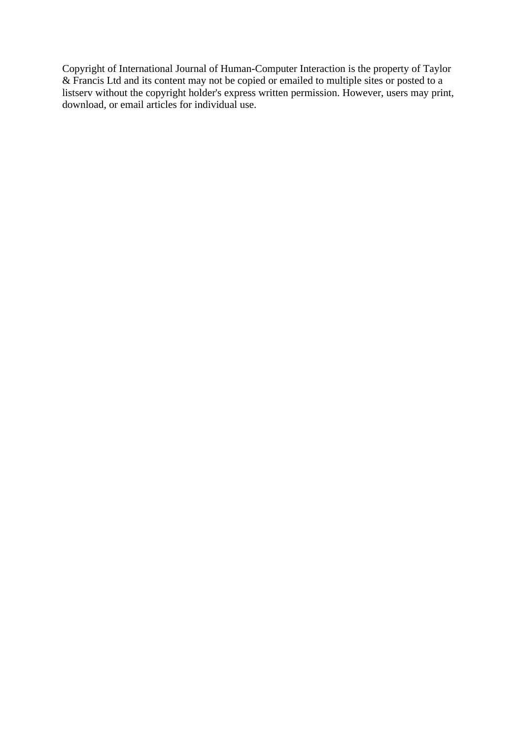Copyright of International Journal of Human-Computer Interaction is the property of Taylor & Francis Ltd and its content may not be copied or emailed to multiple sites or posted to a listserv without the copyright holder's express written permission. However, users may print, download, or email articles for individual use.